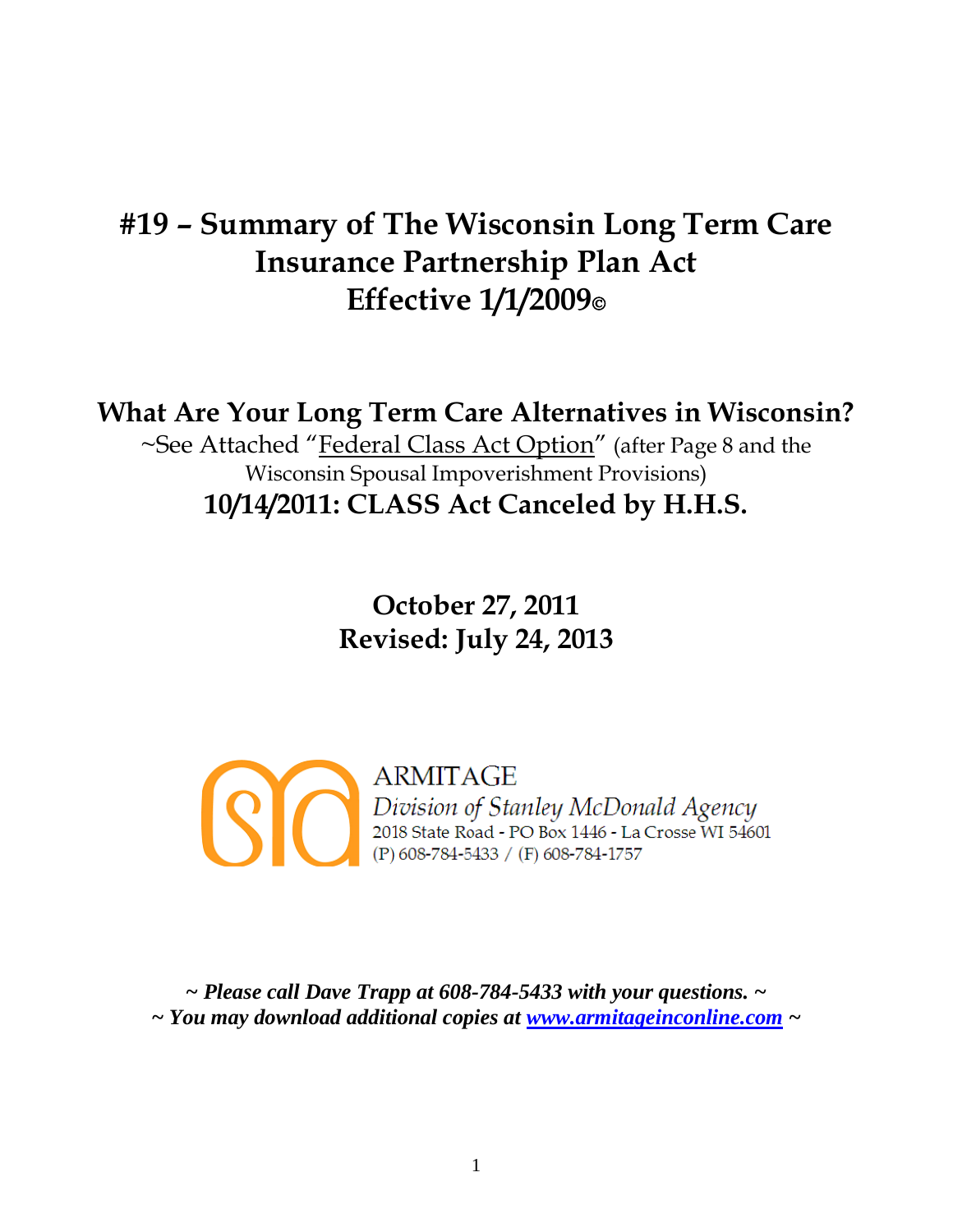# #19 – Summary of The Wisconsin Long Term Care Insurance Partnership Plan Act Effective 1/1/2009©

## What Are Your Long Term Care Alternatives in Wisconsin?

~See Attached "Federal Class Act Option" (after Page 8 and the Wisconsin Spousal Impoverishment Provisions)

## 10/14/2011: CLASS Act Canceled by H.H.S.

**October 27, 2011**
**Revised: July 24, 2013**

ARMITAGE
*Division of Stanley McDonald Agency*
2018 State Road - PO Box 1446 - La Crosse WI 54601
(P) 608-784-5433 / (F) 608-784-1757

***~ Please call Dave Trapp at 608-784-5433 with your questions. ~***
***~ You may download additional copies at [www.armitageinconline.com](http://www.armitageinconline.com) ~***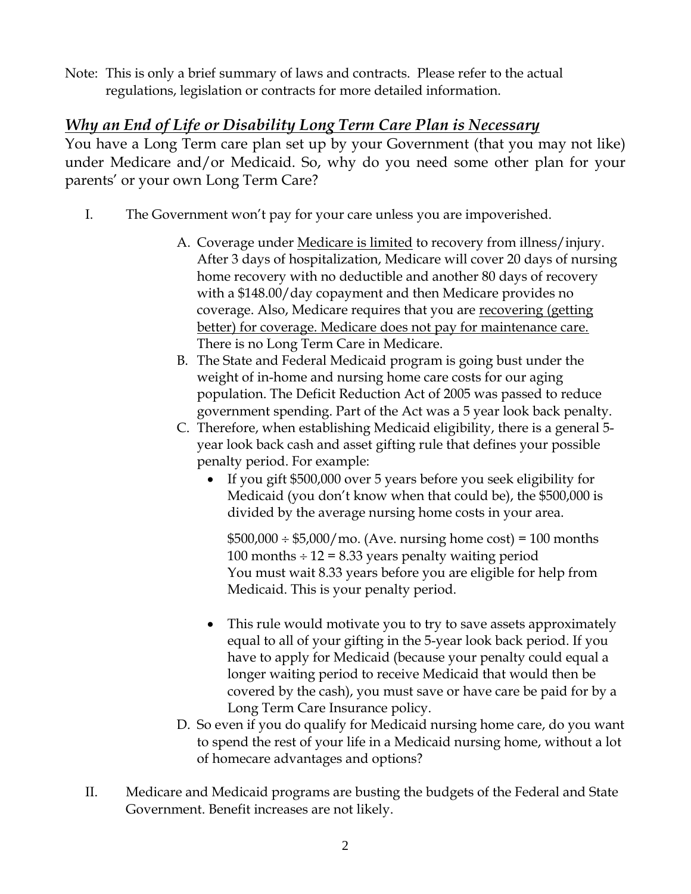Note: This is only a brief summary of laws and contracts. Please refer to the actual regulations, legislation or contracts for more detailed information.

## *Why an End of Life or Disability Long Term Care Plan is Necessary*

You have a Long Term care plan set up by your Government (that you may not like) under Medicare and/or Medicaid. So, why do you need some other plan for your parents' or your own Long Term Care?

I. The Government won't pay for your care unless you are impoverished.

   A. Coverage under <u>Medicare is limited</u> to recovery from illness/injury. After 3 days of hospitalization, Medicare will cover 20 days of nursing home recovery with no deductible and another 80 days of recovery with a $148.00/day copayment and then Medicare provides no coverage. Also, Medicare requires that you are <u>recovering (getting better) for coverage. Medicare does not pay for maintenance care.</u> There is no Long Term Care in Medicare.

   B. The State and Federal Medicaid program is going bust under the weight of in-home and nursing home care costs for our aging population. The Deficit Reduction Act of 2005 was passed to reduce government spending. Part of the Act was a 5 year look back penalty.

   C. Therefore, when establishing Medicaid eligibility, there is a general 5-year look back cash and asset gifting rule that defines your possible penalty period. For example:

      - If you gift $500,000 over 5 years before you seek eligibility for Medicaid (you don't know when that could be), the $500,000 is divided by the average nursing home costs in your area.

        $500,000 ÷ $5,000/mo. (Ave. nursing home cost) = 100 months
        100 months ÷ 12 = 8.33 years penalty waiting period
        You must wait 8.33 years before you are eligible for help from Medicaid. This is your penalty period.

      - This rule would motivate you to try to save assets approximately equal to all of your gifting in the 5-year look back period. If you have to apply for Medicaid (because your penalty could equal a longer waiting period to receive Medicaid that would then be covered by the cash), you must save or have care be paid for by a Long Term Care Insurance policy.

   D. So even if you do qualify for Medicaid nursing home care, do you want to spend the rest of your life in a Medicaid nursing home, without a lot of homecare advantages and options?

II. Medicare and Medicaid programs are busting the budgets of the Federal and State Government. Benefit increases are not likely.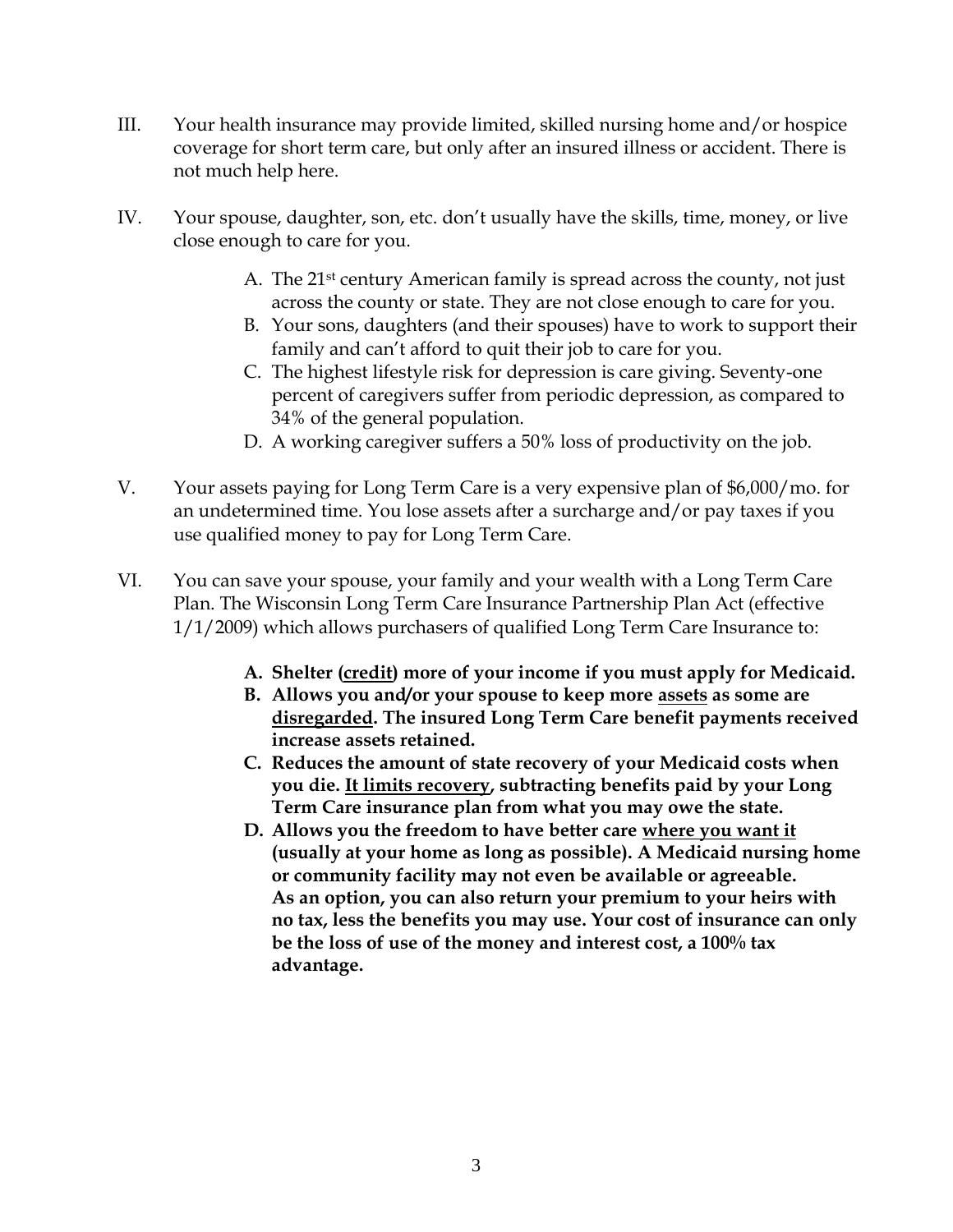III. Your health insurance may provide limited, skilled nursing home and/or hospice coverage for short term care, but only after an insured illness or accident. There is not much help here.

IV. Your spouse, daughter, son, etc. don't usually have the skills, time, money, or live close enough to care for you.

   A. The 21st century American family is spread across the county, not just across the county or state. They are not close enough to care for you.
   B. Your sons, daughters (and their spouses) have to work to support their family and can't afford to quit their job to care for you.
   C. The highest lifestyle risk for depression is care giving. Seventy-one percent of caregivers suffer from periodic depression, as compared to 34% of the general population.
   D. A working caregiver suffers a 50% loss of productivity on the job.

V. Your assets paying for Long Term Care is a very expensive plan of $6,000/mo. for an undetermined time. You lose assets after a surcharge and/or pay taxes if you use qualified money to pay for Long Term Care.

VI. You can save your spouse, your family and your wealth with a Long Term Care Plan. The Wisconsin Long Term Care Insurance Partnership Plan Act (effective 1/1/2009) which allows purchasers of qualified Long Term Care Insurance to:

   **A. Shelter (<u>credit</u>) more of your income if you must apply for Medicaid.**
   **B. Allows you and/or your spouse to keep more <u>assets</u> as some are <u>disregarded</u>. The insured Long Term Care benefit payments received increase assets retained.**
   **C. Reduces the amount of state recovery of your Medicaid costs when you die. <u>It limits recovery</u>, subtracting benefits paid by your Long Term Care insurance plan from what you may owe the state.**
   **D. Allows you the freedom to have better care <u>where you want it</u> (usually at your home as long as possible). A Medicaid nursing home or community facility may not even be available or agreeable. As an option, you can also return your premium to your heirs with no tax, less the benefits you may use. Your cost of insurance can only be the loss of use of the money and interest cost, a 100% tax advantage.**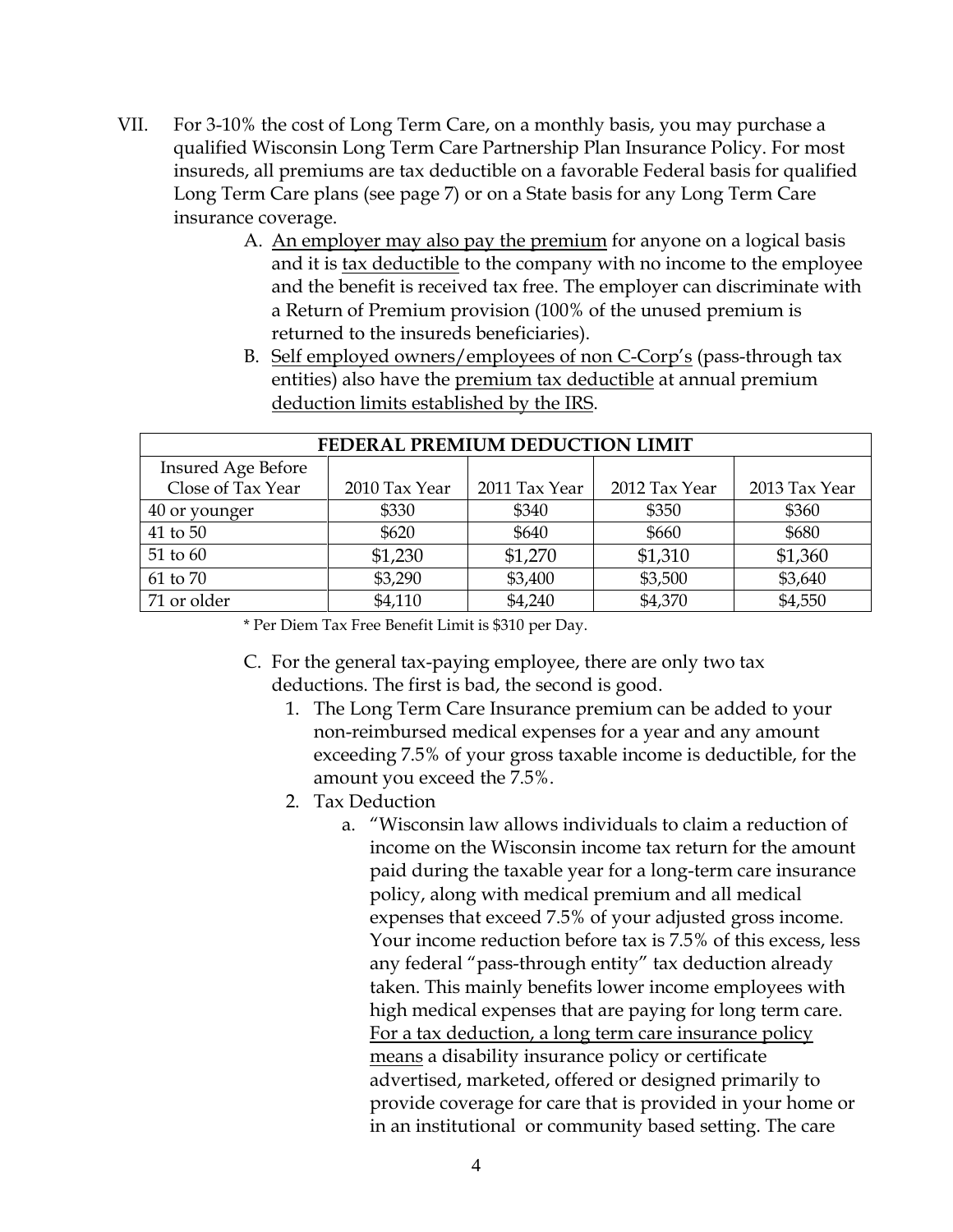VII. For 3-10% the cost of Long Term Care, on a monthly basis, you may purchase a qualified Wisconsin Long Term Care Partnership Plan Insurance Policy. For most insureds, all premiums are tax deductible on a favorable Federal basis for qualified Long Term Care plans (see page 7) or on a State basis for any Long Term Care insurance coverage.

   A. <u>An employer may also pay the premium</u> for anyone on a logical basis and it is <u>tax deductible</u> to the company with no income to the employee and the benefit is received tax free. The employer can discriminate with a Return of Premium provision (100% of the unused premium is returned to the insureds beneficiaries).

   B. <u>Self employed owners/employees of non C-Corp's</u> (pass-through tax entities) also have the <u>premium tax deductible</u> at annual premium <u>deduction limits established by the IRS</u>.

| FEDERAL PREMIUM DEDUCTION LIMIT | | | | |
|---|---|---|---|---|
| Insured Age Before Close of Tax Year | 2010 Tax Year | 2011 Tax Year | 2012 Tax Year | 2013 Tax Year |
| 40 or younger | $330 | $340 | $350 | $360 |
| 41 to 50 | $620 | $640 | $660 | $680 |
| 51 to 60 | $1,230 | $1,270 | $1,310 | $1,360 |
| 61 to 70 | $3,290 | $3,400 | $3,500 | $3,640 |
| 71 or older | $4,110 | $4,240 | $4,370 | $4,550 |

\* Per Diem Tax Free Benefit Limit is $310 per Day.

   C. For the general tax-paying employee, there are only two tax deductions. The first is bad, the second is good.

      1. The Long Term Care Insurance premium can be added to your non-reimbursed medical expenses for a year and any amount exceeding 7.5% of your gross taxable income is deductible, for the amount you exceed the 7.5%.

      2. Tax Deduction

         a. "Wisconsin law allows individuals to claim a reduction of income on the Wisconsin income tax return for the amount paid during the taxable year for a long-term care insurance policy, along with medical premium and all medical expenses that exceed 7.5% of your adjusted gross income. Your income reduction before tax is 7.5% of this excess, less any federal "pass-through entity" tax deduction already taken. This mainly benefits lower income employees with high medical expenses that are paying for long term care. <u>For a tax deduction, a long term care insurance policy means</u> a disability insurance policy or certificate advertised, marketed, offered or designed primarily to provide coverage for care that is provided in your home or in an institutional or community based setting. The care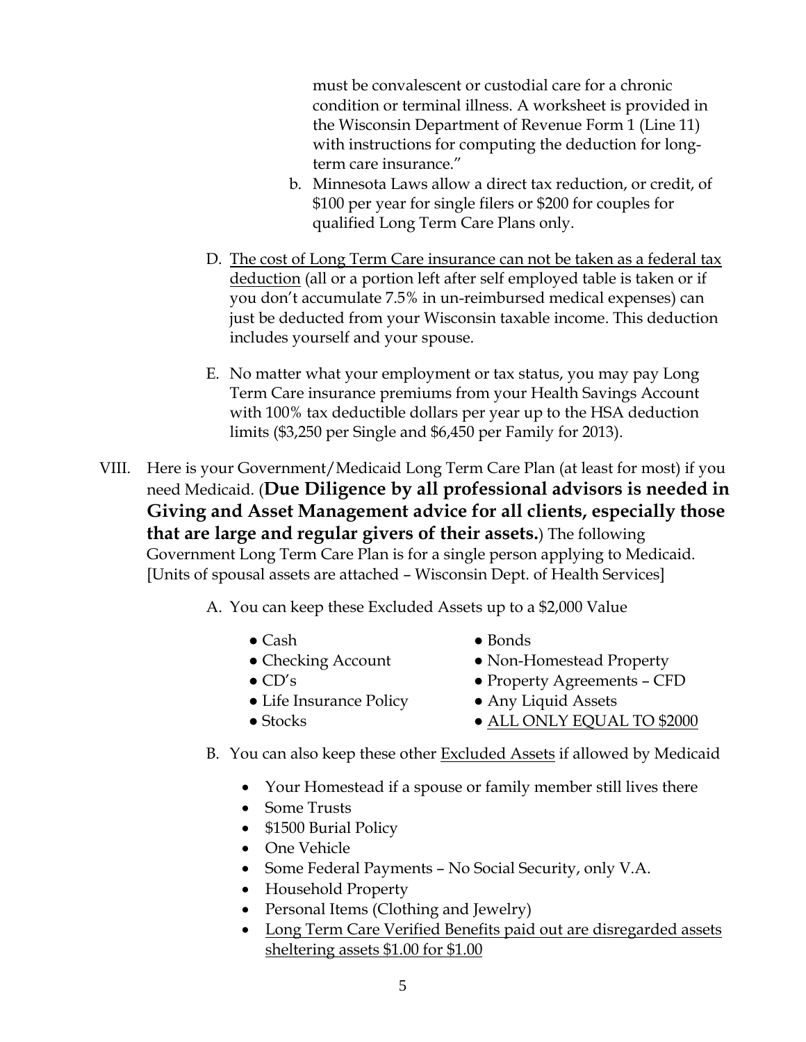must be convalescent or custodial care for a chronic condition or terminal illness. A worksheet is provided in the Wisconsin Department of Revenue Form 1 (Line 11) with instructions for computing the deduction for long-term care insurance."

b. Minnesota Laws allow a direct tax reduction, or credit, of $100 per year for single filers or $200 for couples for qualified Long Term Care Plans only.

D. <u>The cost of Long Term Care insurance can not be taken as a federal tax deduction</u> (all or a portion left after self employed table is taken or if you don't accumulate 7.5% in un-reimbursed medical expenses) can just be deducted from your Wisconsin taxable income. This deduction includes yourself and your spouse.

E. No matter what your employment or tax status, you may pay Long Term Care insurance premiums from your Health Savings Account with 100% tax deductible dollars per year up to the HSA deduction limits ($3,250 per Single and $6,450 per Family for 2013).

VIII. Here is your Government/Medicaid Long Term Care Plan (at least for most) if you need Medicaid. (**Due Diligence by all professional advisors is needed in Giving and Asset Management advice for all clients, especially those that are large and regular givers of their assets.**) The following Government Long Term Care Plan is for a single person applying to Medicaid. [Units of spousal assets are attached – Wisconsin Dept. of Health Services]

A. You can keep these Excluded Assets up to a $2,000 Value

- Cash
- Checking Account
- CD's
- Life Insurance Policy
- Stocks
- Bonds
- Non-Homestead Property
- Property Agreements – CFD
- Any Liquid Assets
- <u>ALL ONLY EQUAL TO $2000</u>

B. You can also keep these other <u>Excluded Assets</u> if allowed by Medicaid

- Your Homestead if a spouse or family member still lives there
- Some Trusts
- $1500 Burial Policy
- One Vehicle
- Some Federal Payments – No Social Security, only V.A.
- Household Property
- Personal Items (Clothing and Jewelry)
- <u>Long Term Care Verified Benefits paid out are disregarded assets sheltering assets $1.00 for $1.00</u>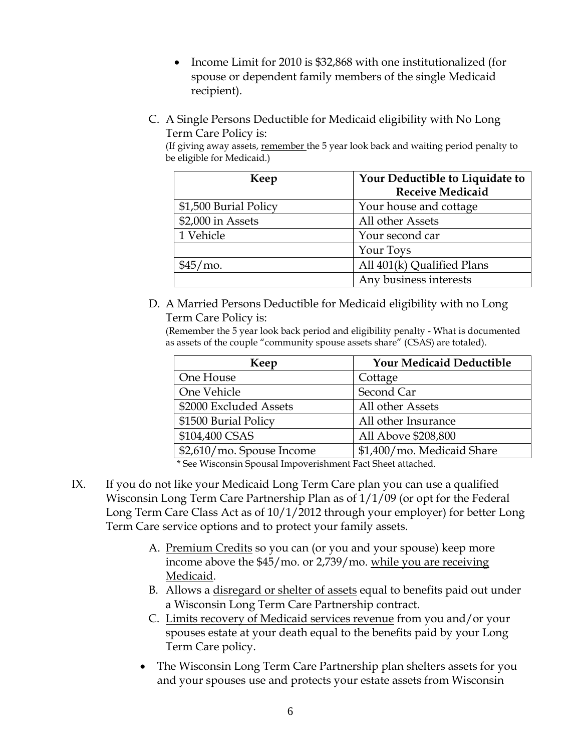- Income Limit for 2010 is $32,868 with one institutionalized (for spouse or dependent family members of the single Medicaid recipient).

C. A Single Persons Deductible for Medicaid eligibility with No Long Term Care Policy is:
(If giving away assets, remember the 5 year look back and waiting period penalty to be eligible for Medicaid.)

| Keep | Your Deductible to Liquidate to Receive Medicaid |
|---|---|
| $1,500 Burial Policy | Your house and cottage |
| $2,000 in Assets | All other Assets |
| 1 Vehicle | Your second car |
| | Your Toys |
| $45/mo. | All 401(k) Qualified Plans |
| | Any business interests |

D. A Married Persons Deductible for Medicaid eligibility with no Long Term Care Policy is:
(Remember the 5 year look back period and eligibility penalty - What is documented as assets of the couple "community spouse assets share" (CSAS) are totaled).

| Keep | Your Medicaid Deductible |
|---|---|
| One House | Cottage |
| One Vehicle | Second Car |
| $2000 Excluded Assets | All other Assets |
| $1500 Burial Policy | All other Insurance |
| $104,400 CSAS | All Above $208,800 |
| $2,610/mo. Spouse Income | $1,400/mo. Medicaid Share |

\* See Wisconsin Spousal Impoverishment Fact Sheet attached.

IX. If you do not like your Medicaid Long Term Care plan you can use a qualified Wisconsin Long Term Care Partnership Plan as of 1/1/09 (or opt for the Federal Long Term Care Class Act as of 10/1/2012 through your employer) for better Long Term Care service options and to protect your family assets.

A. Premium Credits so you can (or you and your spouse) keep more income above the $45/mo. or 2,739/mo. while you are receiving Medicaid.

B. Allows a disregard or shelter of assets equal to benefits paid out under a Wisconsin Long Term Care Partnership contract.

C. Limits recovery of Medicaid services revenue from you and/or your spouses estate at your death equal to the benefits paid by your Long Term Care policy.

- The Wisconsin Long Term Care Partnership plan shelters assets for you and your spouses use and protects your estate assets from Wisconsin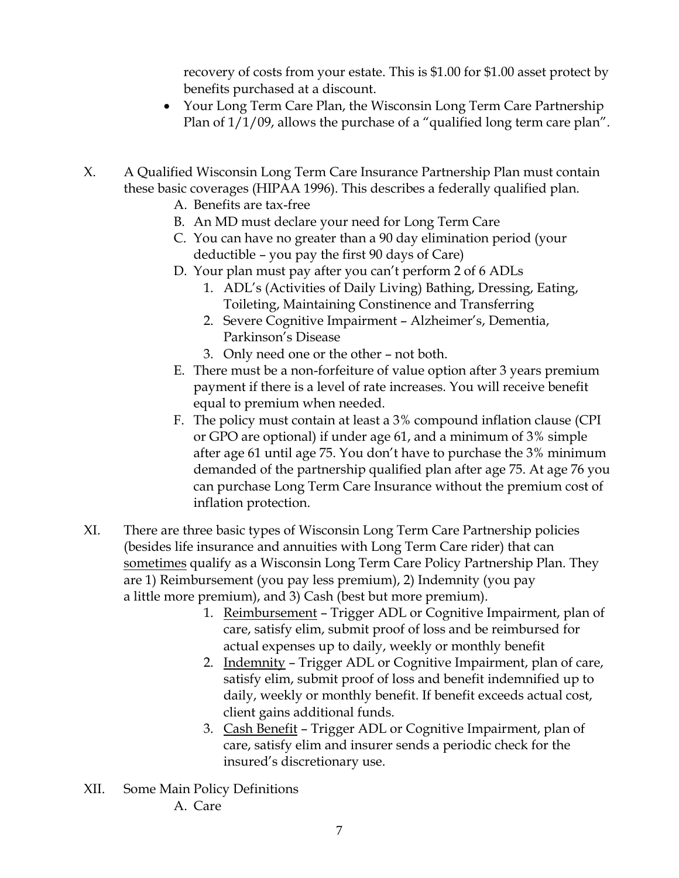recovery of costs from your estate. This is $1.00 for $1.00 asset protect by benefits purchased at a discount.

- Your Long Term Care Plan, the Wisconsin Long Term Care Partnership Plan of 1/1/09, allows the purchase of a "qualified long term care plan".

X. A Qualified Wisconsin Long Term Care Insurance Partnership Plan must contain these basic coverages (HIPAA 1996). This describes a federally qualified plan.

   A. Benefits are tax-free
   B. An MD must declare your need for Long Term Care
   C. You can have no greater than a 90 day elimination period (your deductible – you pay the first 90 days of Care)
   D. Your plan must pay after you can't perform 2 of 6 ADLs
      1. ADL's (Activities of Daily Living) Bathing, Dressing, Eating, Toileting, Maintaining Constinence and Transferring
      2. Severe Cognitive Impairment – Alzheimer's, Dementia, Parkinson's Disease
      3. Only need one or the other – not both.
   E. There must be a non-forfeiture of value option after 3 years premium payment if there is a level of rate increases. You will receive benefit equal to premium when needed.
   F. The policy must contain at least a 3% compound inflation clause (CPI or GPO are optional) if under age 61, and a minimum of 3% simple after age 61 until age 75. You don't have to purchase the 3% minimum demanded of the partnership qualified plan after age 75. At age 76 you can purchase Long Term Care Insurance without the premium cost of inflation protection.

XI. There are three basic types of Wisconsin Long Term Care Partnership policies (besides life insurance and annuities with Long Term Care rider) that can <u>sometimes</u> qualify as a Wisconsin Long Term Care Policy Partnership Plan. They are 1) Reimbursement (you pay less premium), 2) Indemnity (you pay a little more premium), and 3) Cash (best but more premium).

   1. <u>Reimbursement</u> – Trigger ADL or Cognitive Impairment, plan of care, satisfy elim, submit proof of loss and be reimbursed for actual expenses up to daily, weekly or monthly benefit
   2. <u>Indemnity</u> – Trigger ADL or Cognitive Impairment, plan of care, satisfy elim, submit proof of loss and benefit indemnified up to daily, weekly or monthly benefit. If benefit exceeds actual cost, client gains additional funds.
   3. <u>Cash Benefit</u> – Trigger ADL or Cognitive Impairment, plan of care, satisfy elim and insurer sends a periodic check for the insured's discretionary use.

XII. Some Main Policy Definitions

   A. Care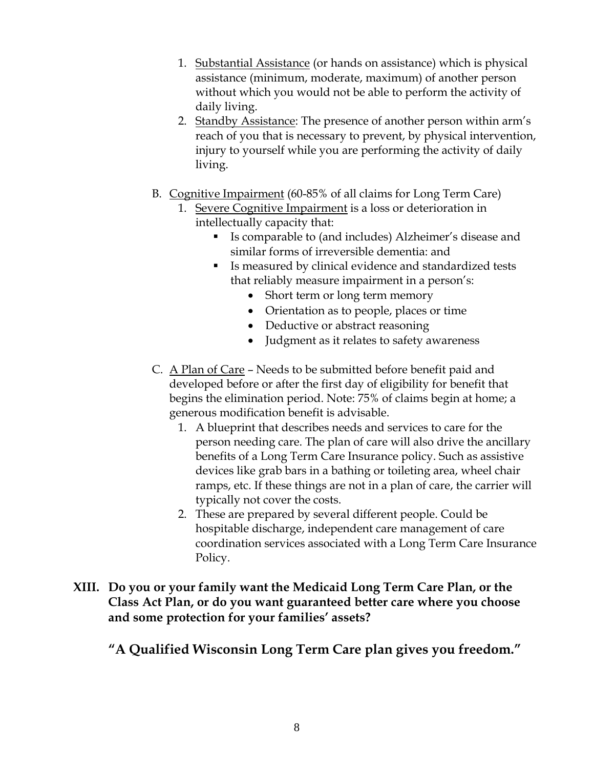1. <u>Substantial Assistance</u> (or hands on assistance) which is physical assistance (minimum, moderate, maximum) of another person without which you would not be able to perform the activity of daily living.
2. <u>Standby Assistance</u>: The presence of another person within arm's reach of you that is necessary to prevent, by physical intervention, injury to yourself while you are performing the activity of daily living.

B. <u>Cognitive Impairment</u> (60-85% of all claims for Long Term Care)

1. <u>Severe Cognitive Impairment</u> is a loss or deterioration in intellectually capacity that:
   - Is comparable to (and includes) Alzheimer's disease and similar forms of irreversible dementia: and
   - Is measured by clinical evidence and standardized tests that reliably measure impairment in a person's:
     - Short term or long term memory
     - Orientation as to people, places or time
     - Deductive or abstract reasoning
     - Judgment as it relates to safety awareness

C. <u>A Plan of Care</u> – Needs to be submitted before benefit paid and developed before or after the first day of eligibility for benefit that begins the elimination period. Note: 75% of claims begin at home; a generous modification benefit is advisable.

1. A blueprint that describes needs and services to care for the person needing care. The plan of care will also drive the ancillary benefits of a Long Term Care Insurance policy. Such as assistive devices like grab bars in a bathing or toileting area, wheel chair ramps, etc. If these things are not in a plan of care, the carrier will typically not cover the costs.
2. These are prepared by several different people. Could be hospitable discharge, independent care management of care coordination services associated with a Long Term Care Insurance Policy.

## XIII. Do you or your family want the Medicaid Long Term Care Plan, or the Class Act Plan, or do you want guaranteed better care where you choose and some protection for your families' assets?

**"A Qualified Wisconsin Long Term Care plan gives you freedom."**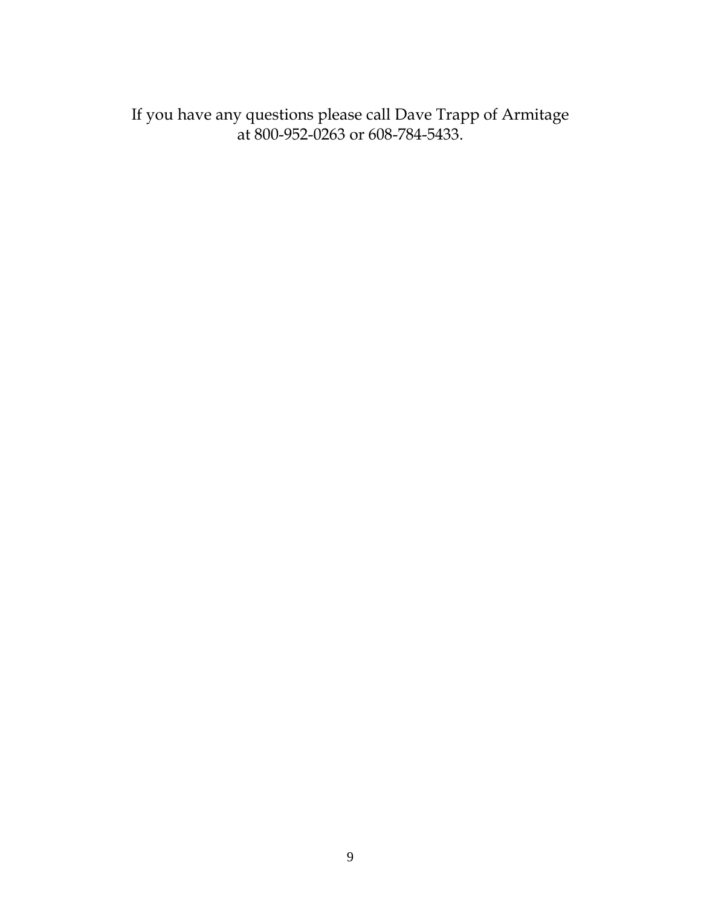If you have any questions please call Dave Trapp of Armitage at 800-952-0263 or 608-784-5433.